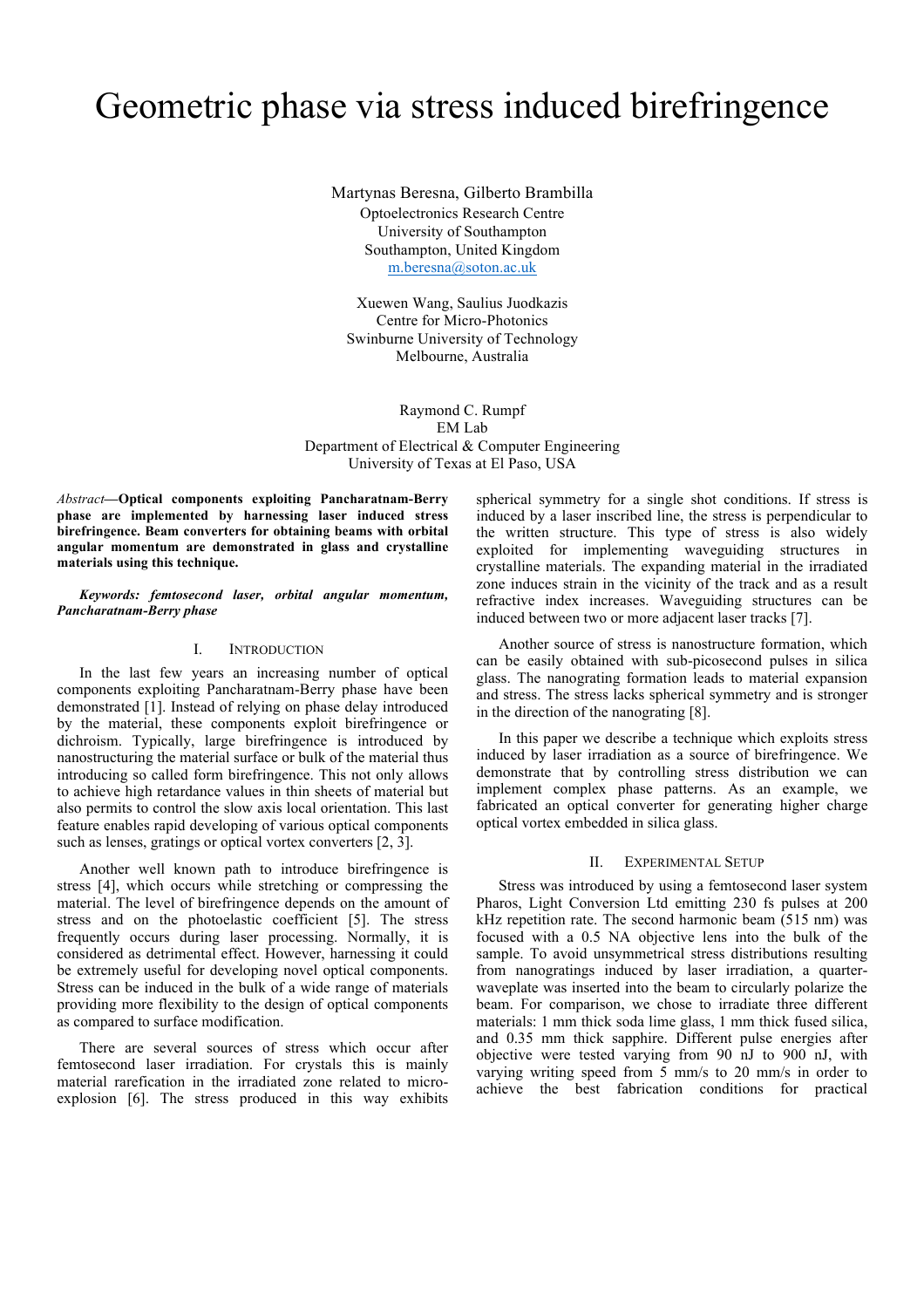# Geometric phase via stress induced birefringence

Martynas Beresna, Gilberto Brambilla
Optoelectronics Research Centre
University of Southampton
Southampton, United Kingdom
m.beresna@soton.ac.uk

Xuewen Wang, Saulius Juodkazis
Centre for Micro-Photonics
Swinburne University of Technology
Melbourne, Australia

Raymond C. Rumpf
EM Lab
Department of Electrical & Computer Engineering
University of Texas at El Paso, USA

*Abstract*—**Optical components exploiting Pancharatnam-Berry phase are implemented by harnessing laser induced stress birefringence. Beam converters for obtaining beams with orbital angular momentum are demonstrated in glass and crystalline materials using this technique.**

***Keywords: femtosecond laser, orbital angular momentum, Pancharatnam-Berry phase***

## I. Introduction

In the last few years an increasing number of optical components exploiting Pancharatnam-Berry phase have been demonstrated [1]. Instead of relying on phase delay introduced by the material, these components exploit birefringence or dichroism. Typically, large birefringence is introduced by nanostructuring the material surface or bulk of the material thus introducing so called form birefringence. This not only allows to achieve high retardance values in thin sheets of material but also permits to control the slow axis local orientation. This last feature enables rapid developing of various optical components such as lenses, gratings or optical vortex converters [2, 3].

Another well known path to introduce birefringence is stress [4], which occurs while stretching or compressing the material. The level of birefringence depends on the amount of stress and on the photoelastic coefficient [5]. The stress frequently occurs during laser processing. Normally, it is considered as detrimental effect. However, harnessing it could be extremely useful for developing novel optical components. Stress can be induced in the bulk of a wide range of materials providing more flexibility to the design of optical components as compared to surface modification.

There are several sources of stress which occur after femtosecond laser irradiation. For crystals this is mainly material rarefication in the irradiated zone related to micro-explosion [6]. The stress produced in this way exhibits spherical symmetry for a single shot conditions. If stress is induced by a laser inscribed line, the stress is perpendicular to the written structure. This type of stress is also widely exploited for implementing waveguiding structures in crystalline materials. The expanding material in the irradiated zone induces strain in the vicinity of the track and as a result refractive index increases. Waveguiding structures can be induced between two or more adjacent laser tracks [7].

Another source of stress is nanostructure formation, which can be easily obtained with sub-picosecond pulses in silica glass. The nanograting formation leads to material expansion and stress. The stress lacks spherical symmetry and is stronger in the direction of the nanograting [8].

In this paper we describe a technique which exploits stress induced by laser irradiation as a source of birefringence. We demonstrate that by controlling stress distribution we can implement complex phase patterns. As an example, we fabricated an optical converter for generating higher charge optical vortex embedded in silica glass.

## II. Experimental Setup

Stress was introduced by using a femtosecond laser system Pharos, Light Conversion Ltd emitting 230 fs pulses at 200 kHz repetition rate. The second harmonic beam (515 nm) was focused with a 0.5 NA objective lens into the bulk of the sample. To avoid unsymmetrical stress distributions resulting from nanogratings induced by laser irradiation, a quarter-waveplate was inserted into the beam to circularly polarize the beam. For comparison, we chose to irradiate three different materials: 1 mm thick soda lime glass, 1 mm thick fused silica, and 0.35 mm thick sapphire. Different pulse energies after objective were tested varying from 90 nJ to 900 nJ, with varying writing speed from 5 mm/s to 20 mm/s in order to achieve the best fabrication conditions for practical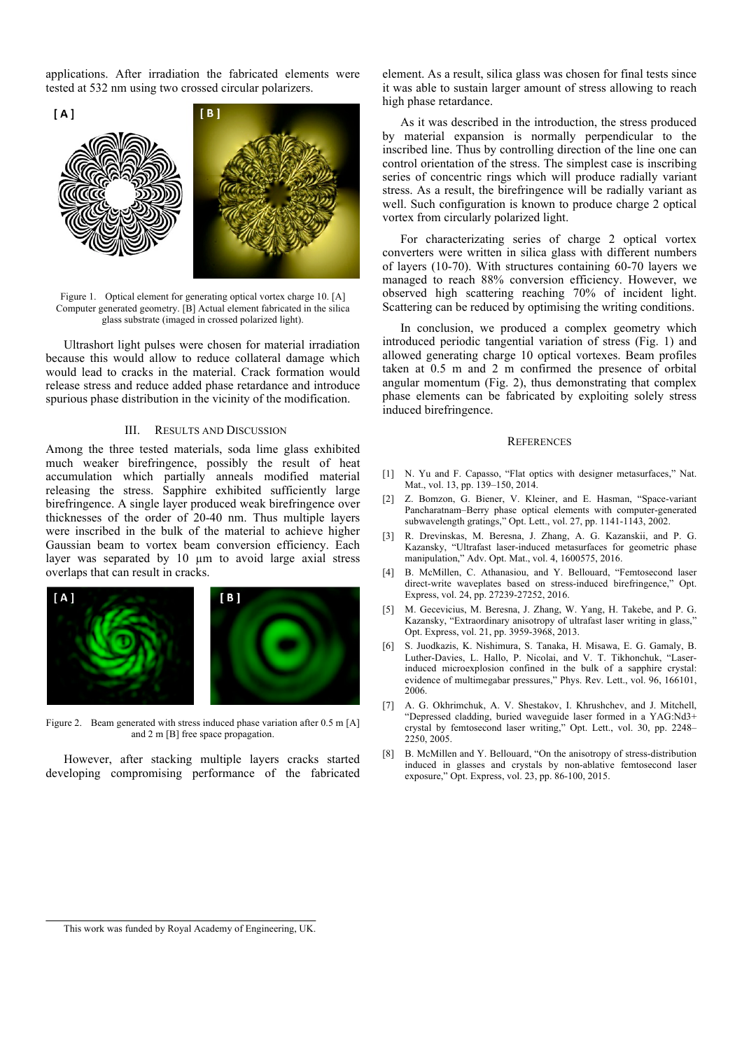applications. After irradiation the fabricated elements were tested at 532 nm using two crossed circular polarizers.

Figure 1. Optical element for generating optical vortex charge 10. [A] Computer generated geometry. [B] Actual element fabricated in the silica glass substrate (imaged in crossed polarized light).

Ultrashort light pulses were chosen for material irradiation because this would allow to reduce collateral damage which would lead to cracks in the material. Crack formation would release stress and reduce added phase retardance and introduce spurious phase distribution in the vicinity of the modification.

## III. Results and Discussion

Among the three tested materials, soda lime glass exhibited much weaker birefringence, possibly the result of heat accumulation which partially anneals modified material releasing the stress. Sapphire exhibited sufficiently large birefringence. A single layer produced weak birefringence over thicknesses of the order of 20-40 nm. Thus multiple layers were inscribed in the bulk of the material to achieve higher Gaussian beam to vortex beam conversion efficiency. Each layer was separated by 10 µm to avoid large axial stress overlaps that can result in cracks.

Figure 2. Beam generated with stress induced phase variation after 0.5 m [A] and 2 m [B] free space propagation.

However, after stacking multiple layers cracks started developing compromising performance of the fabricated element. As a result, silica glass was chosen for final tests since it was able to sustain larger amount of stress allowing to reach high phase retardance.

As it was described in the introduction, the stress produced by material expansion is normally perpendicular to the inscribed line. Thus by controlling direction of the line one can control orientation of the stress. The simplest case is inscribing series of concentric rings which will produce radially variant stress. As a result, the birefringence will be radially variant as well. Such configuration is known to produce charge 2 optical vortex from circularly polarized light.

For characterizing series of charge 2 optical vortex converters were written in silica glass with different numbers of layers (10-70). With structures containing 60-70 layers we managed to reach 88% conversion efficiency. However, we observed high scattering reaching 70% of incident light. Scattering can be reduced by optimising the writing conditions.

In conclusion, we produced a complex geometry which introduced periodic tangential variation of stress (Fig. 1) and allowed generating charge 10 optical vortexes. Beam profiles taken at 0.5 m and 2 m confirmed the presence of orbital angular momentum (Fig. 2), thus demonstrating that complex phase elements can be fabricated by exploiting solely stress induced birefringence.

## References

[1] N. Yu and F. Capasso, "Flat optics with designer metasurfaces," Nat. Mat., vol. 13, pp. 139–150, 2014.

[2] Z. Bomzon, G. Biener, V. Kleiner, and E. Hasman, "Space-variant Pancharatnam–Berry phase optical elements with computer-generated subwavelength gratings," Opt. Lett., vol. 27, pp. 1141-1143, 2002.

[3] R. Drevinskas, M. Beresna, J. Zhang, A. G. Kazanskii, and P. G. Kazansky, "Ultrafast laser-induced metasurfaces for geometric phase manipulation," Adv. Opt. Mat., vol. 4, 1600575, 2016.

[4] B. McMillen, C. Athanasiou, and Y. Bellouard, "Femtosecond laser direct-write waveplates based on stress-induced birefringence," Opt. Express, vol. 24, pp. 27239-27252, 2016.

[5] M. Gecevicius, M. Beresna, J. Zhang, W. Yang, H. Takebe, and P. G. Kazansky, "Extraordinary anisotropy of ultrafast laser writing in glass," Opt. Express, vol. 21, pp. 3959-3968, 2013.

[6] S. Juodkazis, K. Nishimura, S. Tanaka, H. Misawa, E. G. Gamaly, B. Luther-Davies, L. Hallo, P. Nicolai, and V. T. Tikhonchuk, "Laser-induced microexplosion confined in the bulk of a sapphire crystal: evidence of multimegabar pressures," Phys. Rev. Lett., vol. 96, 166101, 2006.

[7] A. G. Okhrimchuk, A. V. Shestakov, I. Khrushchev, and J. Mitchell, "Depressed cladding, buried waveguide laser formed in a YAG:Nd3+ crystal by femtosecond laser writing," Opt. Lett., vol. 30, pp. 2248–2250, 2005.

[8] B. McMillen and Y. Bellouard, "On the anisotropy of stress-distribution induced in glasses and crystals by non-ablative femtosecond laser exposure," Opt. Express, vol. 23, pp. 86-100, 2015.

This work was funded by Royal Academy of Engineering, UK.